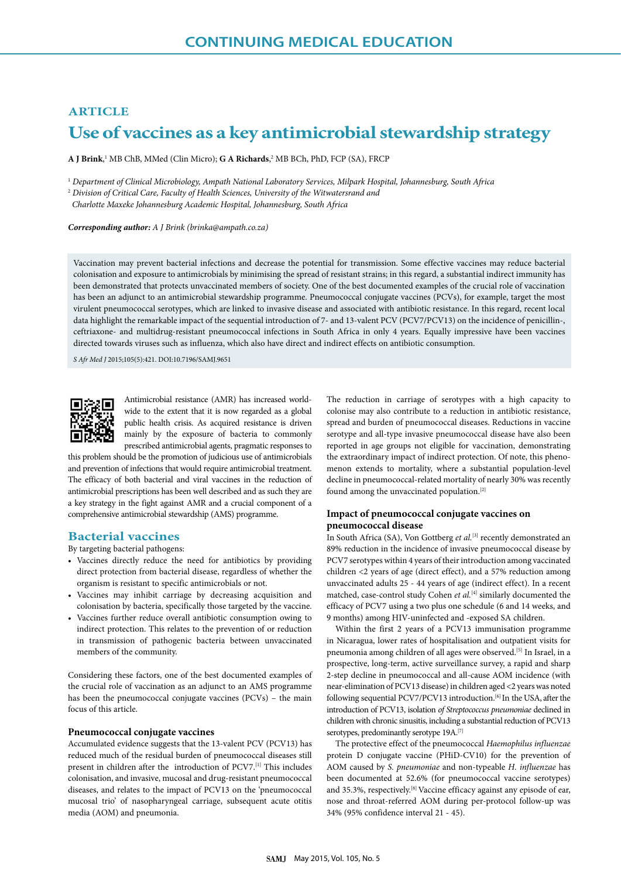CONTINUING MEDICAL EDUCATION

ARTICLE

# Use of vaccines as a key antimicrobial stewardship strategy

**A J Brink**,[1] MB ChB, MMed (Clin Micro); **G A Richards**,[2] MB BCh, PhD, FCP (SA), FRCP

[1] *Department of Clinical Microbiology, Ampath National Laboratory Services, Milpark Hospital, Johannesburg, South Africa*
[2] *Division of Critical Care, Faculty of Health Sciences, University of the Witwatersrand and Charlotte Maxeke Johannesburg Academic Hospital, Johannesburg, South Africa*

***Corresponding author:*** *A J Brink (brinka@ampath.co.za)*

Vaccination may prevent bacterial infections and decrease the potential for transmission. Some effective vaccines may reduce bacterial colonisation and exposure to antimicrobials by minimising the spread of resistant strains; in this regard, a substantial indirect immunity has been demonstrated that protects unvaccinated members of society. One of the best documented examples of the crucial role of vaccination has been an adjunct to an antimicrobial stewardship programme. Pneumococcal conjugate vaccines (PCVs), for example, target the most virulent pneumococcal serotypes, which are linked to invasive disease and associated with antibiotic resistance. In this regard, recent local data highlight the remarkable impact of the sequential introduction of 7- and 13-valent PCV (PCV7/PCV13) on the incidence of penicillin-, ceftriaxone- and multidrug-resistant pneumococcal infections in South Africa in only 4 years. Equally impressive have been vaccines directed towards viruses such as influenza, which also have direct and indirect effects on antibiotic consumption.

*S Afr Med J* 2015;105(5):421. DOI:10.7196/SAMJ.9651

Antimicrobial resistance (AMR) has increased worldwide to the extent that it is now regarded as a global public health crisis. As acquired resistance is driven mainly by the exposure of bacteria to commonly prescribed antimicrobial agents, pragmatic responses to this problem should be the promotion of judicious use of antimicrobials and prevention of infections that would require antimicrobial treatment. The efficacy of both bacterial and viral vaccines in the reduction of antimicrobial prescriptions has been well described and as such they are a key strategy in the fight against AMR and a crucial component of a comprehensive antimicrobial stewardship (AMS) programme.

## Bacterial vaccines

By targeting bacterial pathogens:

- Vaccines directly reduce the need for antibiotics by providing direct protection from bacterial disease, regardless of whether the organism is resistant to specific antimicrobials or not.
- Vaccines may inhibit carriage by decreasing acquisition and colonisation by bacteria, specifically those targeted by the vaccine.
- Vaccines further reduce overall antibiotic consumption owing to indirect protection. This relates to the prevention of or reduction in transmission of pathogenic bacteria between unvaccinated members of the community.

Considering these factors, one of the best documented examples of the crucial role of vaccination as an adjunct to an AMS programme has been the pneumococcal conjugate vaccines (PCVs) – the main focus of this article.

### Pneumococcal conjugate vaccines

Accumulated evidence suggests that the 13-valent PCV (PCV13) has reduced much of the residual burden of pneumococcal diseases still present in children after the introduction of PCV7.[1] This includes colonisation, and invasive, mucosal and drug-resistant pneumococcal diseases, and relates to the impact of PCV13 on the 'pneumococcal mucosal trio' of nasopharyngeal carriage, subsequent acute otitis media (AOM) and pneumonia.

The reduction in carriage of serotypes with a high capacity to colonise may also contribute to a reduction in antibiotic resistance, spread and burden of pneumococcal diseases. Reductions in vaccine serotype and all-type invasive pneumococcal disease have also been reported in age groups not eligible for vaccination, demonstrating the extraordinary impact of indirect protection. Of note, this phenomenon extends to mortality, where a substantial population-level decline in pneumococcal-related mortality of nearly 30% was recently found among the unvaccinated population.[2]

### Impact of pneumococcal conjugate vaccines on pneumococcal disease

In South Africa (SA), Von Gottberg *et al.*[3] recently demonstrated an 89% reduction in the incidence of invasive pneumococcal disease by PCV7 serotypes within 4 years of their introduction among vaccinated children <2 years of age (direct effect), and a 57% reduction among unvaccinated adults 25 - 44 years of age (indirect effect). In a recent matched, case-control study Cohen *et al.*[4] similarly documented the efficacy of PCV7 using a two plus one schedule (6 and 14 weeks, and 9 months) among HIV-uninfected and -exposed SA children.

Within the first 2 years of a PCV13 immunisation programme in Nicaragua, lower rates of hospitalisation and outpatient visits for pneumonia among children of all ages were observed.[5] In Israel, in a prospective, long-term, active surveillance survey, a rapid and sharp 2-step decline in pneumococcal and all-cause AOM incidence (with near-elimination of PCV13 disease) in children aged <2 years was noted following sequential PCV7/PCV13 introduction.[6] In the USA, after the introduction of PCV13, isolation *of Streptococcus pneumoniae* declined in children with chronic sinusitis, including a substantial reduction of PCV13 serotypes, predominantly serotype 19A.[7]

The protective effect of the pneumococcal *Haemophilus influenzae* protein D conjugate vaccine (PHiD-CV10) for the prevention of AOM caused by *S. pneumoniae* and non-typeable *H. influenzae* has been documented at 52.6% (for pneumococcal vaccine serotypes) and 35.3%, respectively.[8] Vaccine efficacy against any episode of ear, nose and throat-referred AOM during per-protocol follow-up was 34% (95% confidence interval 21 - 45).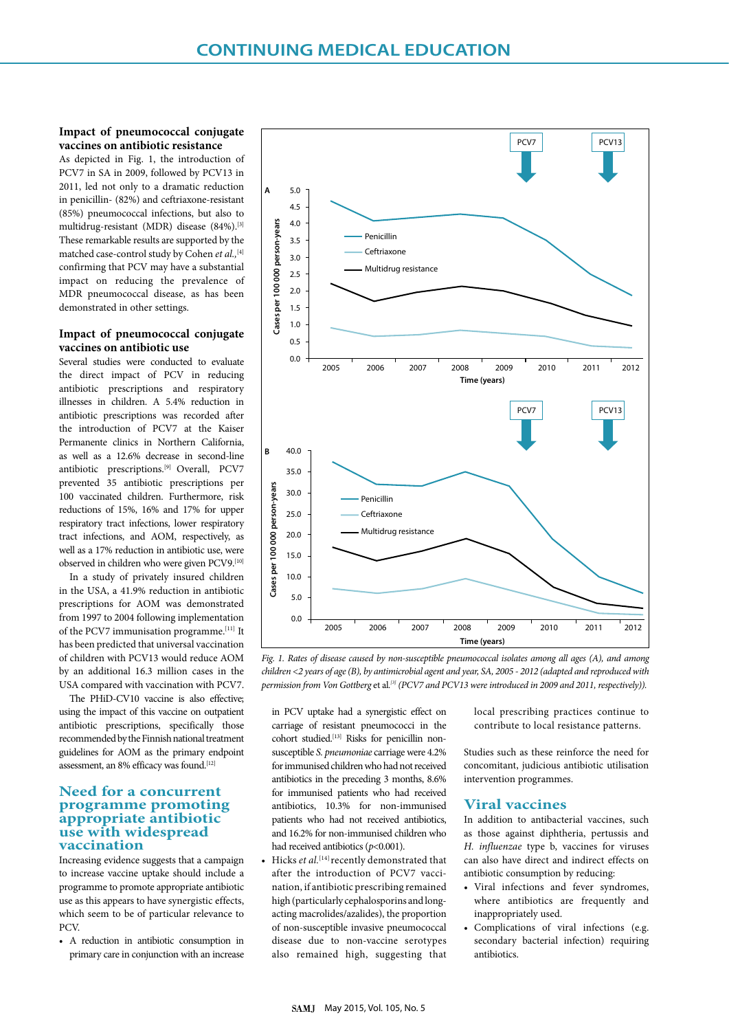### Impact of pneumococcal conjugate vaccines on antibiotic resistance

As depicted in Fig. 1, the introduction of PCV7 in SA in 2009, followed by PCV13 in 2011, led not only to a dramatic reduction in penicillin- (82%) and ceftriaxone-resistant (85%) pneumococcal infections, but also to multidrug-resistant (MDR) disease (84%).[3] These remarkable results are supported by the matched case-control study by Cohen *et al.*,[4] confirming that PCV may have a substantial impact on reducing the prevalence of MDR pneumococcal disease, as has been demonstrated in other settings.

### Impact of pneumococcal conjugate vaccines on antibiotic use

Several studies were conducted to evaluate the direct impact of PCV in reducing antibiotic prescriptions and respiratory illnesses in children. A 5.4% reduction in antibiotic prescriptions was recorded after the introduction of PCV7 at the Kaiser Permanente clinics in Northern California, as well as a 12.6% decrease in second-line antibiotic prescriptions.[9] Overall, PCV7 prevented 35 antibiotic prescriptions per 100 vaccinated children. Furthermore, risk reductions of 15%, 16% and 17% for upper respiratory tract infections, lower respiratory tract infections, and AOM, respectively, as well as a 17% reduction in antibiotic use, were observed in children who were given PCV9.[10]

In a study of privately insured children in the USA, a 41.9% reduction in antibiotic prescriptions for AOM was demonstrated from 1997 to 2004 following implementation of the PCV7 immunisation programme.[11] It has been predicted that universal vaccination of children with PCV13 would reduce AOM by an additional 16.3 million cases in the USA compared with vaccination with PCV7.

The PHiD-CV10 vaccine is also effective; using the impact of this vaccine on outpatient antibiotic prescriptions, specifically those recommended by the Finnish national treatment guidelines for AOM as the primary endpoint assessment, an 8% efficacy was found.[12]

## Need for a concurrent programme promoting appropriate antibiotic use with widespread vaccination

Increasing evidence suggests that a campaign to increase vaccine uptake should include a programme to promote appropriate antibiotic use as this appears to have synergistic effects, which seem to be of particular relevance to PCV.

- A reduction in antibiotic consumption in primary care in conjunction with an increase in PCV uptake had a synergistic effect on carriage of resistant pneumococci in the cohort studied.[13] Risks for penicillin non-susceptible *S. pneumoniae* carriage were 4.2% for immunised children who had not received antibiotics in the preceding 3 months, 8.6% for immunised patients who had received antibiotics, 10.3% for non-immunised patients who had not received antibiotics, and 16.2% for non-immunised children who had received antibiotics ($p$<0.001).
- Hicks *et al.*[14] recently demonstrated that after the introduction of PCV7 vaccination, if antibiotic prescribing remained high (particularly cephalosporins and long-acting macrolides/azalides), the proportion of non-susceptible invasive pneumococcal disease due to non-vaccine serotypes also remained high, suggesting that local prescribing practices continue to contribute to local resistance patterns.

Studies such as these reinforce the need for concomitant, judicious antibiotic utilisation intervention programmes.

Fig. 1. Rates of disease caused by non-susceptible pneumococcal isolates among all ages (A), and among children <2 years of age (B), by antimicrobial agent and year, SA, 2005 - 2012 (adapted and reproduced with permission from Von Gottberg et al.[3] (PCV7 and PCV13 were introduced in 2009 and 2011, respectively)).

## Viral vaccines

In addition to antibacterial vaccines, such as those against diphtheria, pertussis and *H. influenzae* type b, vaccines for viruses can also have direct and indirect effects on antibiotic consumption by reducing:

- Viral infections and fever syndromes, where antibiotics are frequently and inappropriately used.
- Complications of viral infections (e.g. secondary bacterial infection) requiring antibiotics.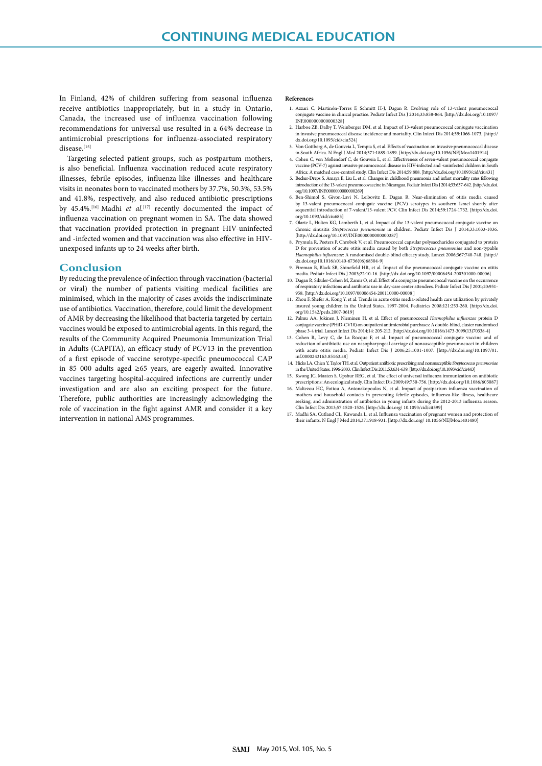In Finland, 42% of children suffering from seasonal influenza receive antibiotics inappropriately, but in a study in Ontario, Canada, the increased use of influenza vaccination following recommendations for universal use resulted in a 64% decrease in antimicrobial prescriptions for influenza-associated respiratory disease.[15]

Targeting selected patient groups, such as postpartum mothers, is also beneficial. Influenza vaccination reduced acute respiratory illnesses, febrile episodes, influenza-like illnesses and healthcare visits in neonates born to vaccinated mothers by 37.7%, 50.3%, 53.5% and 41.8%, respectively, and also reduced antibiotic prescriptions by 45.4%.[16] Madhi *et al.*[17] recently documented the impact of influenza vaccination on pregnant women in SA. The data showed that vaccination provided protection in pregnant HIV-uninfected and -infected women and that vaccination was also effective in HIV-unexposed infants up to 24 weeks after birth.

## Conclusion

By reducing the prevalence of infection through vaccination (bacterial or viral) the number of patients visiting medical facilities are minimised, which in the majority of cases avoids the indiscriminate use of antibiotics. Vaccination, therefore, could limit the development of AMR by decreasing the likelihood that bacteria targeted by certain vaccines would be exposed to antimicrobial agents. In this regard, the results of the Community Acquired Pneumonia Immunization Trial in Adults (CAPITA), an efficacy study of PCV13 in the prevention of a first episode of vaccine serotype-specific pneumococcal CAP in 85 000 adults aged ≥65 years, are eagerly awaited. Innovative vaccines targeting hospital-acquired infections are currently under investigation and are also an exciting prospect for the future. Therefore, public authorities are increasingly acknowledging the role of vaccination in the fight against AMR and consider it a key intervention in national AMS programmes.

**References**

1. Azzari C, Martinón-Torres F, Schmitt H-J, Dagan R. Evolving role of 13-valent pneumococcal conjugate vaccine in clinical practice. Pediatr Infect Dis J 2014;33:858-864. [http://dx.doi.org/10.1097/INF.0000000000000328]
2. Harboe ZB, Dalby T, Weinberger DM, et al. Impact of 13-valent pneumococcal conjugate vaccination in invasive pneumococcal disease incidence and mortality. Clin Infect Dis 2014;59:1066-1073. [http://dx.doi.org/10.1093/cid/ciu524]
3. Von Gottberg A, de Gouveia L, Tempia S, et al. Effects of vaccination on invasive pneumococcal disease in South Africa. N Engl J Med 2014;371:1889-1899. [http://dx.doi.org/10.1056/NEJMoa1401914]
4. Cohen C, von Mollendorf C, de Gouveia L, et al. Effectiveness of seven-valent pneumococcal conjugate vaccine (PCV-7) against invasive pneumococcal disease in HIV-infected and -uninfected children in South Africa: A matched case-control study. Clin Infect Dis 2014;59:808. [http://dx.doi.org/10.1093/cid/ciu431]
5. Becker-Dreps S, Amaya E, Liu L, et al. Changes in childhood pneumonia and infant mortality rates following introduction of the 13-valent pneumococcal vaccine in Nicaragua. Pediatr Infect Dis J 2014;33:637-642. [http://dx.doi.org/10.1097/INF.0000000000000269]
6. Ben-Shimol S, Givon-Lavi N, Leibovitz E, Dagan R. Near-elimination of otitis media caused by 13-valent pneumococcal conjugate vaccine (PCV) serotypes in southern Israel shortly after sequential introduction of 7-valent/13-valent PCV. Clin Infect Dis 2014;59:1724-1732. [http://dx.doi.org/10.1093/cid/ciu683]
7. Olarte L, Hulten KG, Lamberth L, et al. Impact of the 13-valent pneumococcal conjugate vaccine on chronic sinusitis *Streptococcus pneumoniae* in children. Pediatr Infect Dis J 2014;33:1033-1036. [http://dx.doi.org/10.1097/INF.0000000000000387]
8. Prymula R, Peeters P, Chrobok V, et al. Pneumococcal capsular polysaccharides conjugated to protein D for prevention of acute otitis media caused by both *Streptococcus pneumoniae* and non-typable *Haemophilus influenzae*: A randomised double-blind efficacy study. Lancet 2006;367:740-748. [http://dx.doi.org/10.1016/s0140-6736(06)68304-9]
9. Fireman B, Black SB, Shinefield HR, et al. Impact of the pneumococcal conjugate vaccine on otitis media. Pediatr Infect Dis J 2003;22:10-16. [http://dx.doi.org/10.1097/00006454-200301000-00006]
10. Dagan R, Sikuler-Cohen M, Zamir O, et al. Effect of a conjugate pneumococcal vaccine on the occurrence of respiratory infections and antibiotic use in day-care center attendees. Pediatr Infect Dis J 2001;20:951-958. [http://dx.doi.org/10.1097/00006454-200110000-00008 ]
11. Zhou F, Shefer A, Kong Y, et al. Trends in acute otitis media-related health care utilization by privately insured young children in the United States, 1997-2004. Pediatrics 2008;121:253-260. [http://dx.doi.org/10.1542/peds.2007-0619]
12. Palmu AA, Jokinen J, Nieminen H, et al. Effect of pneumococcal *Haemophilus influenzae* protein D conjugate vaccine (PHiD-CV10) on outpatient antimicrobial purchases: A double-blind, cluster randomised phase 3-4 trial. Lancet Infect Dis 2014;14: 205-212. [http://dx.doi.org/10.1016/s1473-3099(13)70338-4]
13. Cohen R, Levy C, de La Rocque F, et al. Impact of pneumococcal conjugate vaccine and of reduction of antibiotic use on nasopharyngeal carriage of nonsusceptible pneumococci in children with acute otitis media. Pediatr Infect Dis J 2006;25:1001-1007. [http://dx.doi.org/10.1097/01.inf.0000243163.85163.a8]
14. Hicks LA, Chien Y, Taylor TH, et al. Outpatient antibiotic prescribing and nonsusceptible *Streptococcus pneumoniae* in the United States, 1996-2003. Clin Infect Dis 2011;53:631-639. [http://dx.doi.org/10.1093/cid/cir443]
15. Kwong JC, Maaten S, Upshur REG, et al. The effect of universal influenza immunization on antibiotic prescriptions: An ecological study. Clin Infect Dis 2009;49:750-756. [http://dx.doi.org/10.1086/605087]
16. Maltezou HC, Fotiou A, Antonakopoulos N, et al. Impact of postpartum influenza vaccination of mothers and household contacts in preventing febrile episodes, influenza-like illness, healthcare seeking, and administration of antibiotics in young infants during the 2012-2013 influenza season. Clin Infect Dis 2013;57:1520-1526. [http://dx.doi.org/ 10.1093/cid/cit599]
17. Madhi SA, Cutland CL, Kuwanda L, et al. Influenza vaccination of pregnant women and protection of their infants. N Engl J Med 2014;371:918-931. [http://dx.doi.org/ 10.1056/NEJMoa1401480]